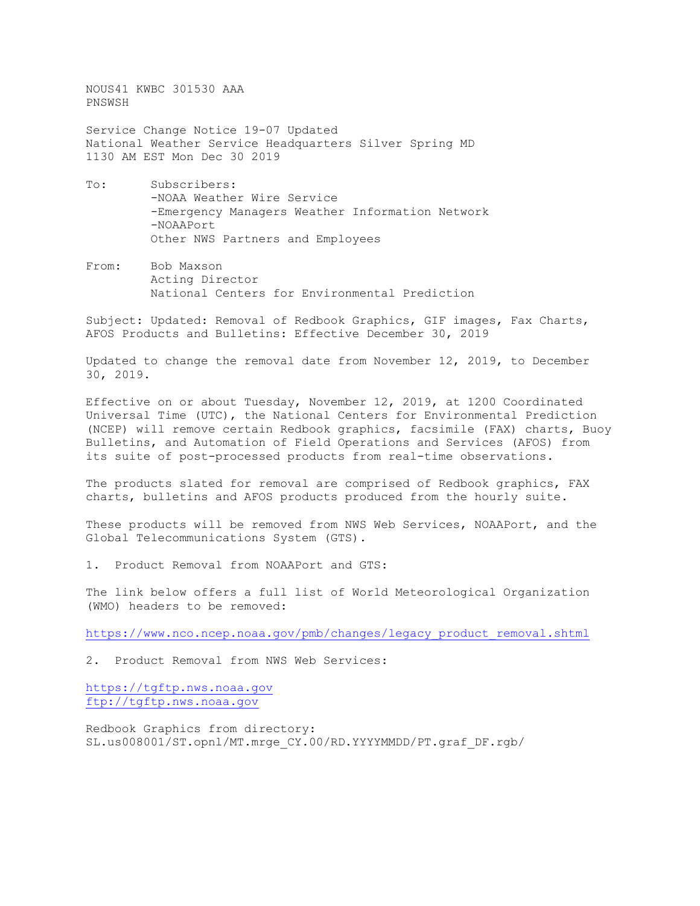NOUS41 KWBC 301530 AAA
PNSWSH

Service Change Notice 19-07 Updated
National Weather Service Headquarters Silver Spring MD
1130 AM EST Mon Dec 30 2019

To: Subscribers:
-NOAA Weather Wire Service
-Emergency Managers Weather Information Network
-NOAAPort
Other NWS Partners and Employees

From: Bob Maxson
Acting Director
National Centers for Environmental Prediction

Subject: Updated: Removal of Redbook Graphics, GIF images, Fax Charts, AFOS Products and Bulletins: Effective December 30, 2019

Updated to change the removal date from November 12, 2019, to December 30, 2019.

Effective on or about Tuesday, November 12, 2019, at 1200 Coordinated Universal Time (UTC), the National Centers for Environmental Prediction (NCEP) will remove certain Redbook graphics, facsimile (FAX) charts, Buoy Bulletins, and Automation of Field Operations and Services (AFOS) from its suite of post-processed products from real-time observations.

The products slated for removal are comprised of Redbook graphics, FAX charts, bulletins and AFOS products produced from the hourly suite.

These products will be removed from NWS Web Services, NOAAPort, and the Global Telecommunications System (GTS).

1. Product Removal from NOAAPort and GTS:

The link below offers a full list of World Meteorological Organization (WMO) headers to be removed:

https://www.nco.ncep.noaa.gov/pmb/changes/legacy_product_removal.shtml

2. Product Removal from NWS Web Services:

https://tgftp.nws.noaa.gov
ftp://tgftp.nws.noaa.gov

Redbook Graphics from directory:
SL.us008001/ST.opnl/MT.mrge_CY.00/RD.YYYYMMDD/PT.graf_DF.rgb/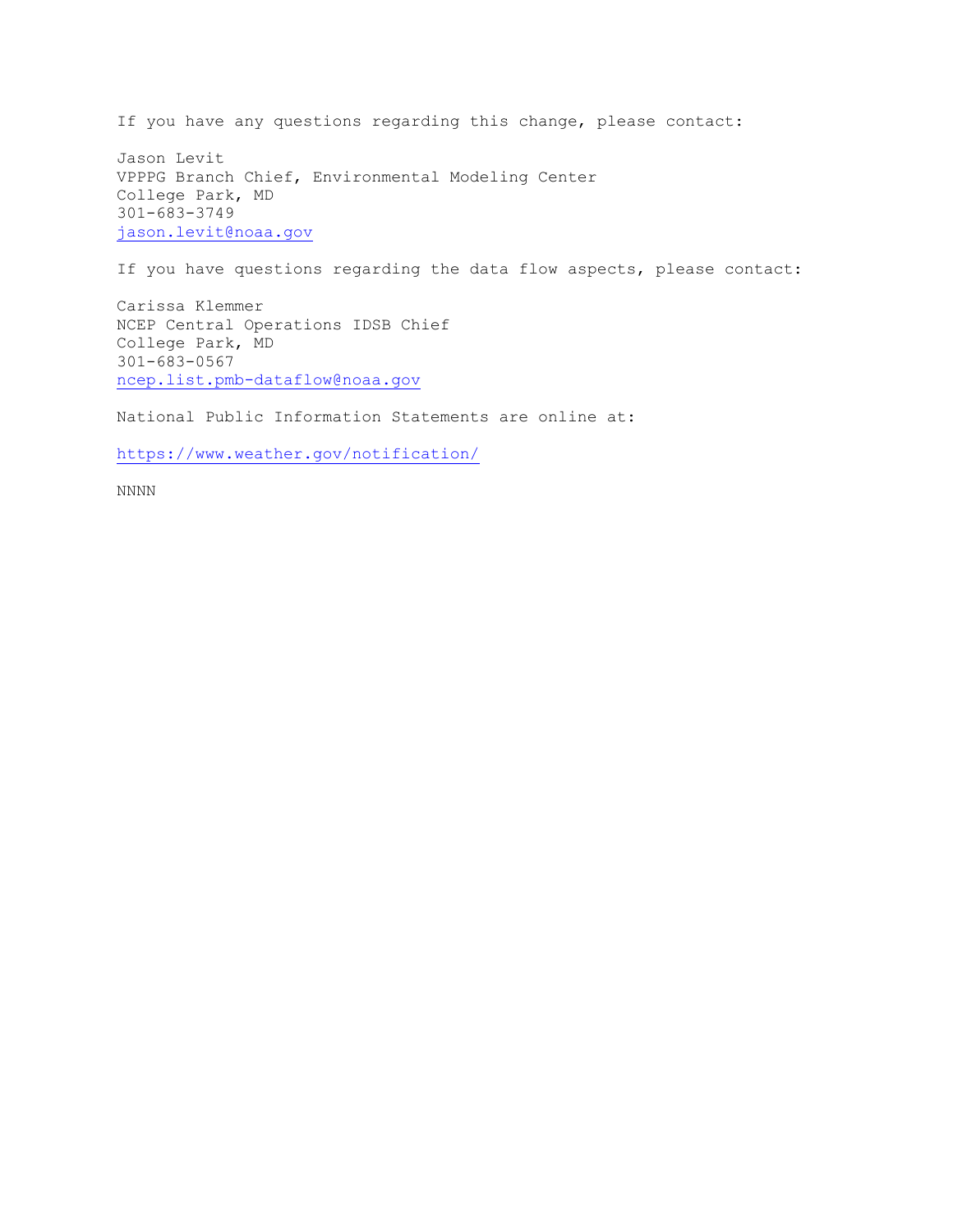If you have any questions regarding this change, please contact:

Jason Levit  
VPPPG Branch Chief, Environmental Modeling Center  
College Park, MD  
301-683-3749  
jason.levit@noaa.gov

If you have questions regarding the data flow aspects, please contact:

Carissa Klemmer  
NCEP Central Operations IDSB Chief  
College Park, MD  
301-683-0567  
ncep.list.pmb-dataflow@noaa.gov

National Public Information Statements are online at:

https://www.weather.gov/notification/

NNNN